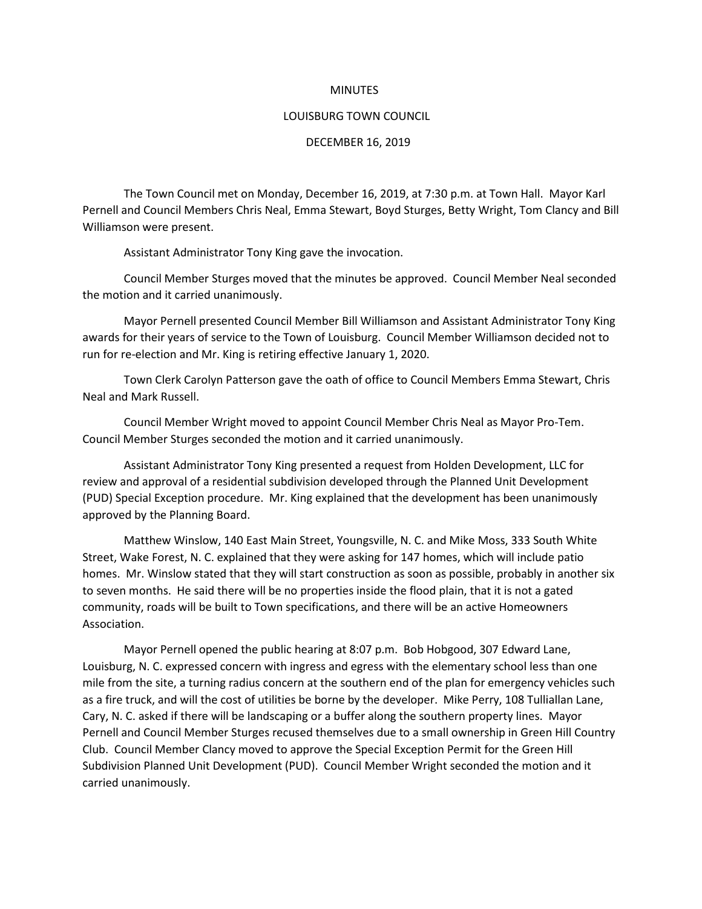MINUTES

LOUISBURG TOWN COUNCIL

DECEMBER 16, 2019

The Town Council met on Monday, December 16, 2019, at 7:30 p.m. at Town Hall. Mayor Karl Pernell and Council Members Chris Neal, Emma Stewart, Boyd Sturges, Betty Wright, Tom Clancy and Bill Williamson were present.

Assistant Administrator Tony King gave the invocation.

Council Member Sturges moved that the minutes be approved. Council Member Neal seconded the motion and it carried unanimously.

Mayor Pernell presented Council Member Bill Williamson and Assistant Administrator Tony King awards for their years of service to the Town of Louisburg. Council Member Williamson decided not to run for re-election and Mr. King is retiring effective January 1, 2020.

Town Clerk Carolyn Patterson gave the oath of office to Council Members Emma Stewart, Chris Neal and Mark Russell.

Council Member Wright moved to appoint Council Member Chris Neal as Mayor Pro-Tem. Council Member Sturges seconded the motion and it carried unanimously.

Assistant Administrator Tony King presented a request from Holden Development, LLC for review and approval of a residential subdivision developed through the Planned Unit Development (PUD) Special Exception procedure. Mr. King explained that the development has been unanimously approved by the Planning Board.

Matthew Winslow, 140 East Main Street, Youngsville, N. C. and Mike Moss, 333 South White Street, Wake Forest, N. C. explained that they were asking for 147 homes, which will include patio homes. Mr. Winslow stated that they will start construction as soon as possible, probably in another six to seven months. He said there will be no properties inside the flood plain, that it is not a gated community, roads will be built to Town specifications, and there will be an active Homeowners Association.

Mayor Pernell opened the public hearing at 8:07 p.m. Bob Hobgood, 307 Edward Lane, Louisburg, N. C. expressed concern with ingress and egress with the elementary school less than one mile from the site, a turning radius concern at the southern end of the plan for emergency vehicles such as a fire truck, and will the cost of utilities be borne by the developer. Mike Perry, 108 Tulliallan Lane, Cary, N. C. asked if there will be landscaping or a buffer along the southern property lines. Mayor Pernell and Council Member Sturges recused themselves due to a small ownership in Green Hill Country Club. Council Member Clancy moved to approve the Special Exception Permit for the Green Hill Subdivision Planned Unit Development (PUD). Council Member Wright seconded the motion and it carried unanimously.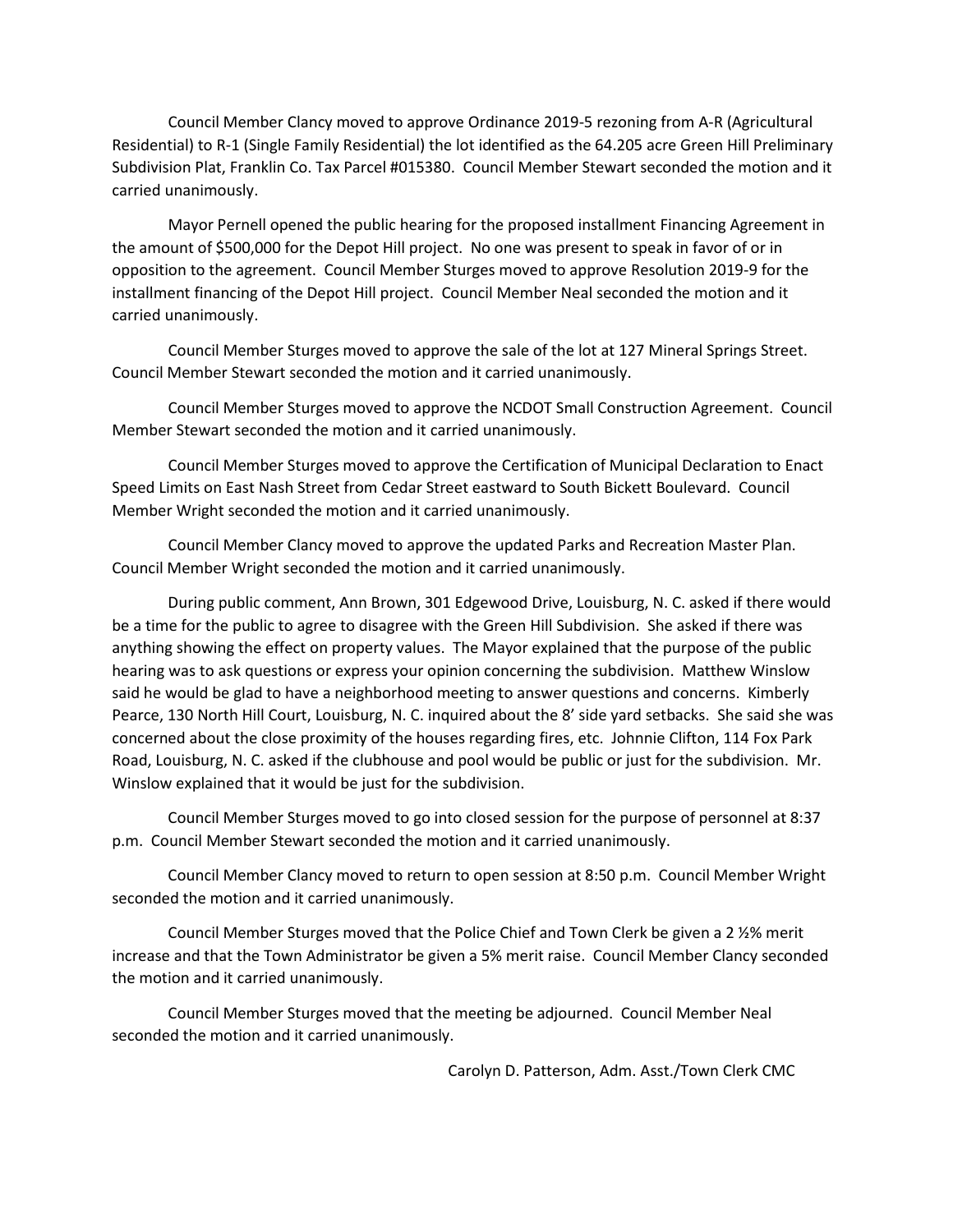Council Member Clancy moved to approve Ordinance 2019-5 rezoning from A-R (Agricultural Residential) to R-1 (Single Family Residential) the lot identified as the 64.205 acre Green Hill Preliminary Subdivision Plat, Franklin Co. Tax Parcel #015380. Council Member Stewart seconded the motion and it carried unanimously.

Mayor Pernell opened the public hearing for the proposed installment Financing Agreement in the amount of $500,000 for the Depot Hill project. No one was present to speak in favor of or in opposition to the agreement. Council Member Sturges moved to approve Resolution 2019-9 for the installment financing of the Depot Hill project. Council Member Neal seconded the motion and it carried unanimously.

Council Member Sturges moved to approve the sale of the lot at 127 Mineral Springs Street. Council Member Stewart seconded the motion and it carried unanimously.

Council Member Sturges moved to approve the NCDOT Small Construction Agreement. Council Member Stewart seconded the motion and it carried unanimously.

Council Member Sturges moved to approve the Certification of Municipal Declaration to Enact Speed Limits on East Nash Street from Cedar Street eastward to South Bickett Boulevard. Council Member Wright seconded the motion and it carried unanimously.

Council Member Clancy moved to approve the updated Parks and Recreation Master Plan. Council Member Wright seconded the motion and it carried unanimously.

During public comment, Ann Brown, 301 Edgewood Drive, Louisburg, N. C. asked if there would be a time for the public to agree to disagree with the Green Hill Subdivision. She asked if there was anything showing the effect on property values. The Mayor explained that the purpose of the public hearing was to ask questions or express your opinion concerning the subdivision. Matthew Winslow said he would be glad to have a neighborhood meeting to answer questions and concerns. Kimberly Pearce, 130 North Hill Court, Louisburg, N. C. inquired about the 8' side yard setbacks. She said she was concerned about the close proximity of the houses regarding fires, etc. Johnnie Clifton, 114 Fox Park Road, Louisburg, N. C. asked if the clubhouse and pool would be public or just for the subdivision. Mr. Winslow explained that it would be just for the subdivision.

Council Member Sturges moved to go into closed session for the purpose of personnel at 8:37 p.m. Council Member Stewart seconded the motion and it carried unanimously.

Council Member Clancy moved to return to open session at 8:50 p.m. Council Member Wright seconded the motion and it carried unanimously.

Council Member Sturges moved that the Police Chief and Town Clerk be given a 2 ½% merit increase and that the Town Administrator be given a 5% merit raise. Council Member Clancy seconded the motion and it carried unanimously.

Council Member Sturges moved that the meeting be adjourned. Council Member Neal seconded the motion and it carried unanimously.

Carolyn D. Patterson, Adm. Asst./Town Clerk CMC